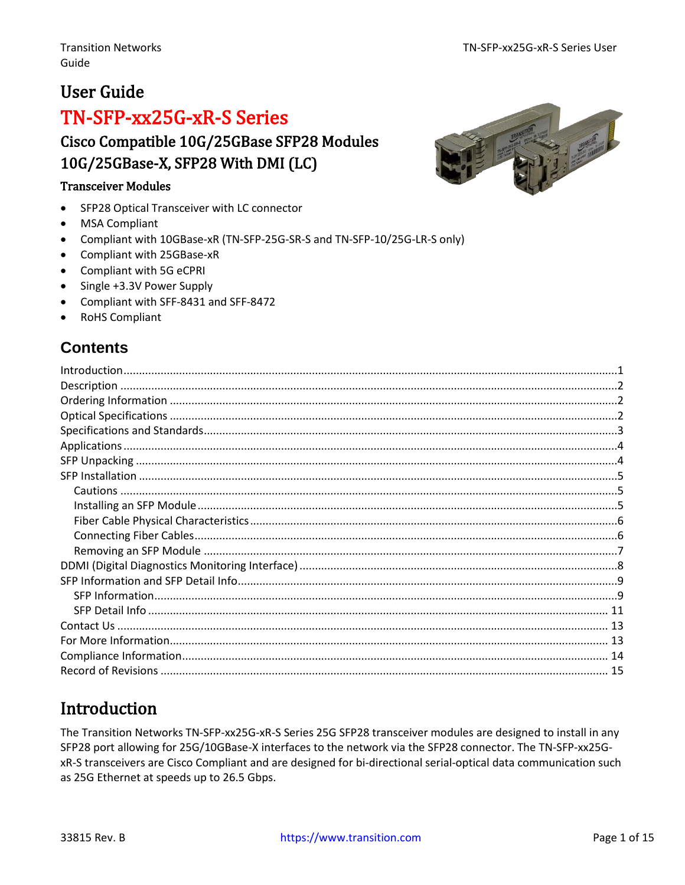# User Guide

# TN-SFP-xx25G-xR-S Series

## Cisco Compatible 10G/25GBase SFP28 Modules

## 10G/25GBase-X, SFP28 With DMI (LC)

### Transceiver Modules

- SFP28 Optical Transceiver with LC connector
- MSA Compliant
- Compliant with 10GBase-xR (TN-SFP-25G-SR-S and TN-SFP-10/25G-LR-S only)
- Compliant with 25GBase-xR
- Compliant with 5G eCPRI
- Single +3.3V Power Supply
- Compliant with SFF-8431 and SFF-8472
- RoHS Compliant

## Contents

- Introduction ....................................................1
- Description ....................................................2
- Ordering Information ....................................................2
- Optical Specifications ....................................................2
- Specifications and Standards ....................................................3
- Applications ....................................................4
- SFP Unpacking ....................................................4
- SFP Installation ....................................................5
  - Cautions ....................................................5
  - Installing an SFP Module ....................................................5
  - Fiber Cable Physical Characteristics ....................................................6
  - Connecting Fiber Cables ....................................................6
  - Removing an SFP Module ....................................................7
- DDMI (Digital Diagnostics Monitoring Interface) ....................................................8
- SFP Information and SFP Detail Info ....................................................9
  - SFP Information ....................................................9
  - SFP Detail Info ....................................................11
- Contact Us ....................................................13
- For More Information ....................................................13
- Compliance Information ....................................................14
- Record of Revisions ....................................................15

# Introduction

The Transition Networks TN-SFP-xx25G-xR-S Series 25G SFP28 transceiver modules are designed to install in any SFP28 port allowing for 25G/10GBase-X interfaces to the network via the SFP28 connector. The TN-SFP-xx25G-xR-S transceivers are Cisco Compliant and are designed for bi-directional serial-optical data communication such as 25G Ethernet at speeds up to 26.5 Gbps.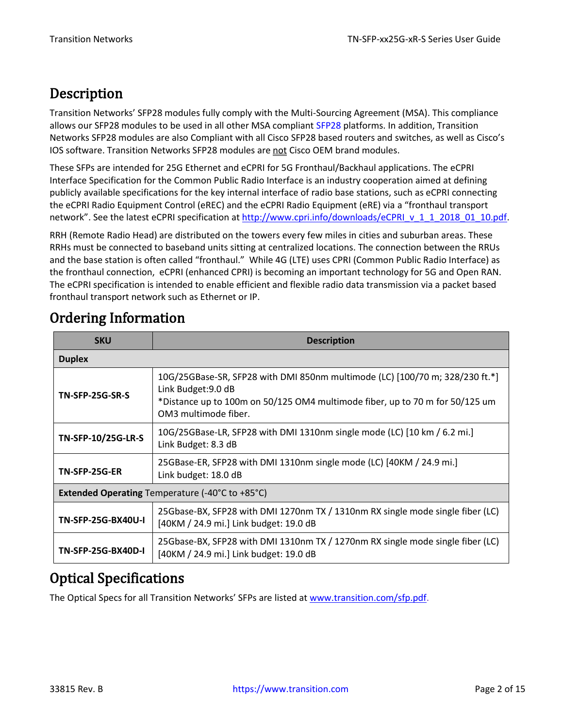## Description

Transition Networks' SFP28 modules fully comply with the Multi-Sourcing Agreement (MSA). This compliance allows our SFP28 modules to be used in all other MSA compliant SFP28 platforms. In addition, Transition Networks SFP28 modules are also Compliant with all Cisco SFP28 based routers and switches, as well as Cisco's IOS software. Transition Networks SFP28 modules are not Cisco OEM brand modules.

These SFPs are intended for 25G Ethernet and eCPRI for 5G Fronthaul/Backhaul applications. The eCPRI Interface Specification for the Common Public Radio Interface is an industry cooperation aimed at defining publicly available specifications for the key internal interface of radio base stations, such as eCPRI connecting the eCPRI Radio Equipment Control (eREC) and the eCPRI Radio Equipment (eRE) via a "fronthaul transport network". See the latest eCPRI specification at http://www.cpri.info/downloads/eCPRI_v_1_1_2018_01_10.pdf.

RRH (Remote Radio Head) are distributed on the towers every few miles in cities and suburban areas. These RRHs must be connected to baseband units sitting at centralized locations. The connection between the RRUs and the base station is often called "fronthaul." While 4G (LTE) uses CPRI (Common Public Radio Interface) as the fronthaul connection, eCPRI (enhanced CPRI) is becoming an important technology for 5G and Open RAN. The eCPRI specification is intended to enable efficient and flexible radio data transmission via a packet based fronthaul transport network such as Ethernet or IP.

## Ordering Information

| SKU | Description |
|---|---|
| **Duplex** | |
| **TN-SFP-25G-SR-S** | 10G/25GBase-SR, SFP28 with DMI 850nm multimode (LC) [100/70 m; 328/230 ft.*] Link Budget:9.0 dB<br>*Distance up to 100m on 50/125 OM4 multimode fiber, up to 70 m for 50/125 um OM3 multimode fiber. |
| **TN-SFP-10/25G-LR-S** | 10G/25GBase-LR, SFP28 with DMI 1310nm single mode (LC) [10 km / 6.2 mi.] Link Budget: 8.3 dB |
| **TN-SFP-25G-ER** | 25GBase-ER, SFP28 with DMI 1310nm single mode (LC) [40KM / 24.9 mi.] Link budget: 18.0 dB |
| **Extended Operating** Temperature (-40°C to +85°C) | |
| **TN-SFP-25G-BX40U-I** | 25Gbase-BX, SFP28 with DMI 1270nm TX / 1310nm RX single mode single fiber (LC) [40KM / 24.9 mi.] Link budget: 19.0 dB |
| **TN-SFP-25G-BX40D-I** | 25Gbase-BX, SFP28 with DMI 1310nm TX / 1270nm RX single mode single fiber (LC) [40KM / 24.9 mi.] Link budget: 19.0 dB |

## Optical Specifications

The Optical Specs for all Transition Networks' SFPs are listed at www.transition.com/sfp.pdf.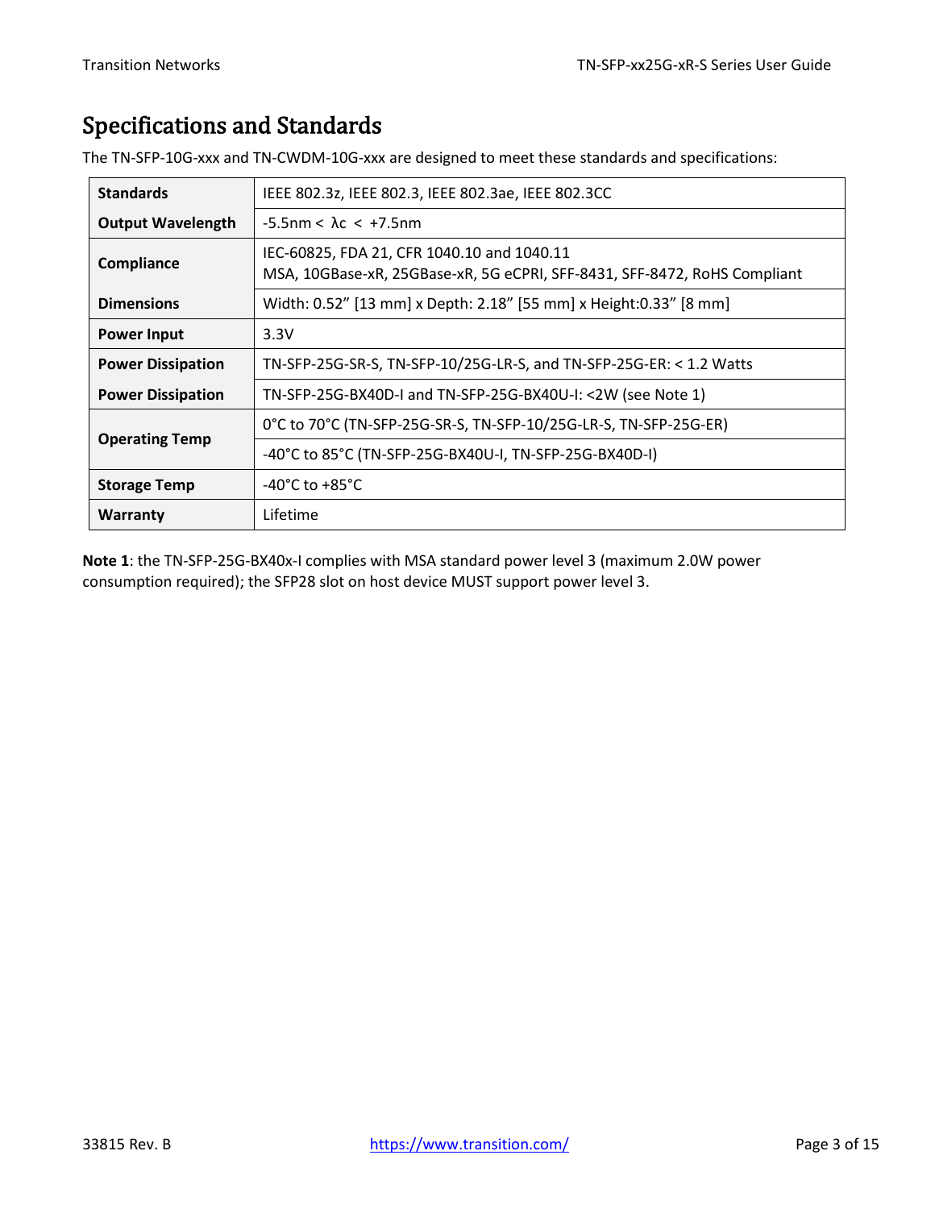# Specifications and Standards

The TN-SFP-10G-xxx and TN-CWDM-10G-xxx are designed to meet these standards and specifications:

| | |
|---|---|
| **Standards** | IEEE 802.3z, IEEE 802.3, IEEE 802.3ae, IEEE 802.3CC |
| **Output Wavelength** | -5.5nm < λc < +7.5nm |
| **Compliance** | IEC-60825, FDA 21, CFR 1040.10 and 1040.11<br>MSA, 10GBase-xR, 25GBase-xR, 5G eCPRI, SFF-8431, SFF-8472, RoHS Compliant |
| **Dimensions** | Width: 0.52" [13 mm] x Depth: 2.18" [55 mm] x Height:0.33" [8 mm] |
| **Power Input** | 3.3V |
| **Power Dissipation** | TN-SFP-25G-SR-S, TN-SFP-10/25G-LR-S, and TN-SFP-25G-ER: < 1.2 Watts |
| **Power Dissipation** | TN-SFP-25G-BX40D-I and TN-SFP-25G-BX40U-I: <2W (see Note 1) |
| **Operating Temp** | 0°C to 70°C (TN-SFP-25G-SR-S, TN-SFP-10/25G-LR-S, TN-SFP-25G-ER) |
| | -40°C to 85°C (TN-SFP-25G-BX40U-I, TN-SFP-25G-BX40D-I) |
| **Storage Temp** | -40°C to +85°C |
| **Warranty** | Lifetime |

**Note 1**: the TN-SFP-25G-BX40x-I complies with MSA standard power level 3 (maximum 2.0W power consumption required); the SFP28 slot on host device MUST support power level 3.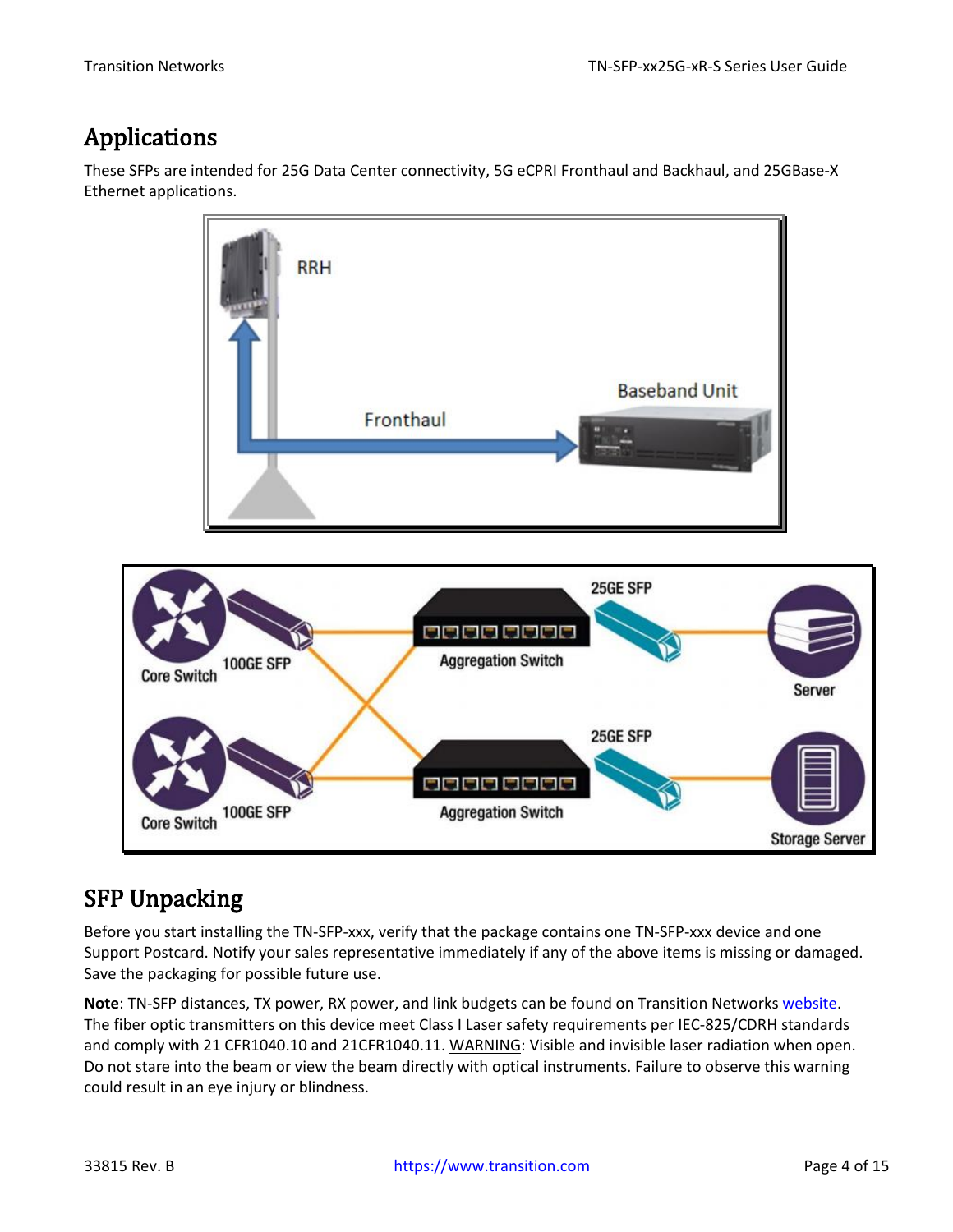## Applications

These SFPs are intended for 25G Data Center connectivity, 5G eCPRI Fronthaul and Backhaul, and 25GBase-X Ethernet applications.

## SFP Unpacking

Before you start installing the TN-SFP-xxx, verify that the package contains one TN-SFP-xxx device and one Support Postcard. Notify your sales representative immediately if any of the above items is missing or damaged. Save the packaging for possible future use.

**Note**: TN-SFP distances, TX power, RX power, and link budgets can be found on Transition Networks website. The fiber optic transmitters on this device meet Class I Laser safety requirements per IEC-825/CDRH standards and comply with 21 CFR1040.10 and 21CFR1040.11. WARNING: Visible and invisible laser radiation when open. Do not stare into the beam or view the beam directly with optical instruments. Failure to observe this warning could result in an eye injury or blindness.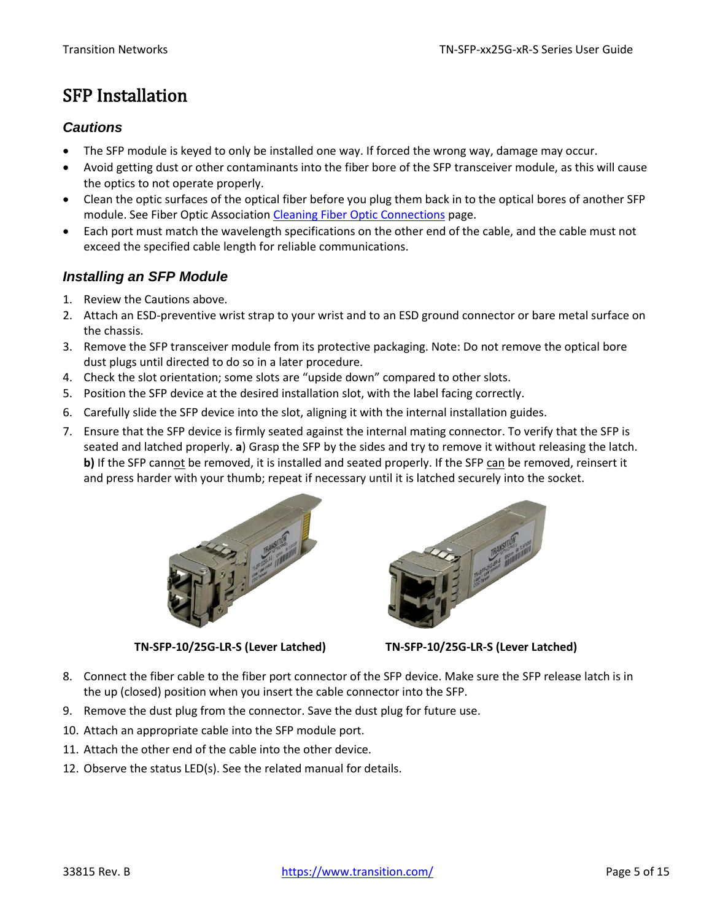# SFP Installation

### Cautions

- The SFP module is keyed to only be installed one way. If forced the wrong way, damage may occur.
- Avoid getting dust or other contaminants into the fiber bore of the SFP transceiver module, as this will cause the optics to not operate properly.
- Clean the optic surfaces of the optical fiber before you plug them back in to the optical bores of another SFP module. See Fiber Optic Association Cleaning Fiber Optic Connections page.
- Each port must match the wavelength specifications on the other end of the cable, and the cable must not exceed the specified cable length for reliable communications.

### Installing an SFP Module

1. Review the Cautions above.
2. Attach an ESD-preventive wrist strap to your wrist and to an ESD ground connector or bare metal surface on the chassis.
3. Remove the SFP transceiver module from its protective packaging. Note: Do not remove the optical bore dust plugs until directed to do so in a later procedure.
4. Check the slot orientation; some slots are "upside down" compared to other slots.
5. Position the SFP device at the desired installation slot, with the label facing correctly.
6. Carefully slide the SFP device into the slot, aligning it with the internal installation guides.
7. Ensure that the SFP device is firmly seated against the internal mating connector. To verify that the SFP is seated and latched properly. **a**) Grasp the SFP by the sides and try to remove it without releasing the latch. **b)** If the SFP cannot be removed, it is installed and seated properly. If the SFP can be removed, reinsert it and press harder with your thumb; repeat if necessary until it is latched securely into the socket.

**TN-SFP-10/25G-LR-S (Lever Latched)** **TN-SFP-10/25G-LR-S (Lever Latched)**

8. Connect the fiber cable to the fiber port connector of the SFP device. Make sure the SFP release latch is in the up (closed) position when you insert the cable connector into the SFP.
9. Remove the dust plug from the connector. Save the dust plug for future use.
10. Attach an appropriate cable into the SFP module port.
11. Attach the other end of the cable into the other device.
12. Observe the status LED(s). See the related manual for details.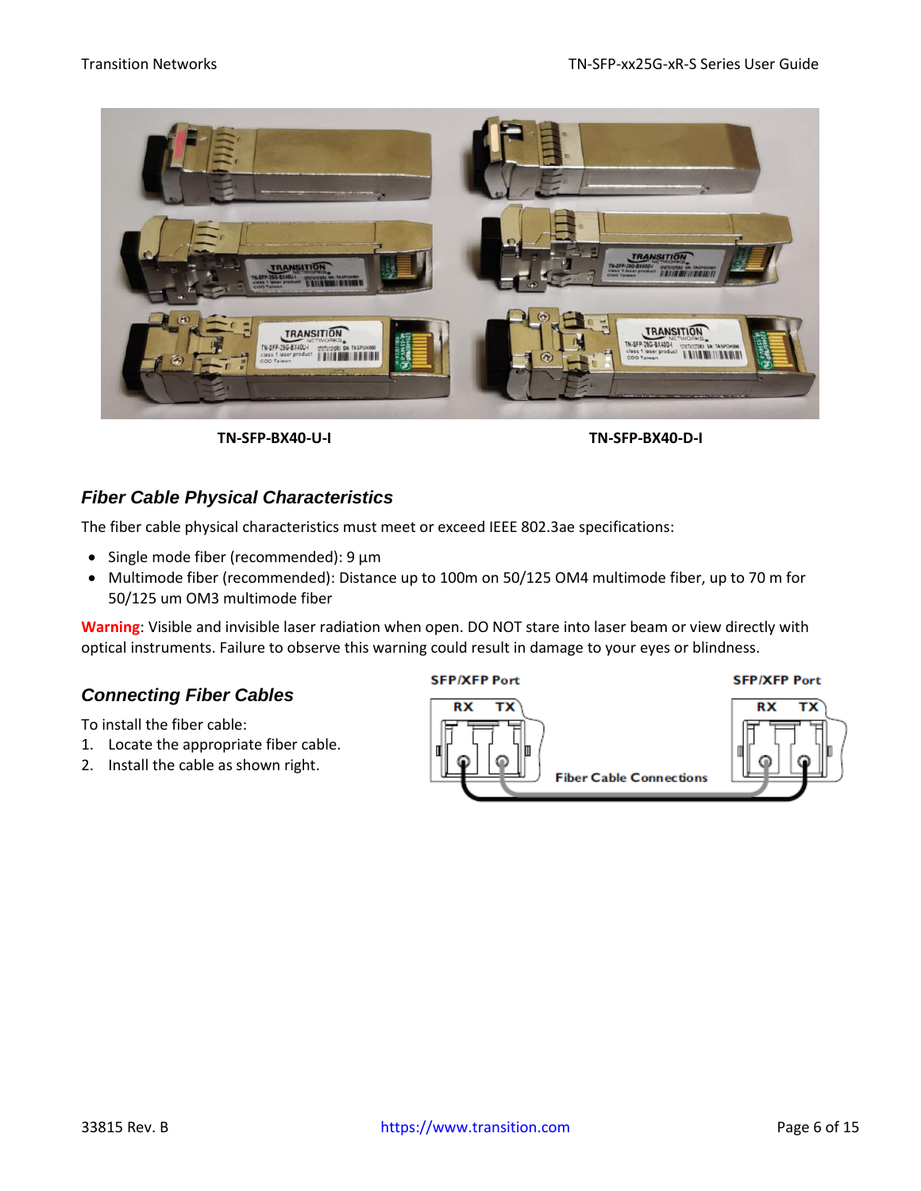**TN-SFP-BX40-U-I** **TN-SFP-BX40-D-I**

### *Fiber Cable Physical Characteristics*

The fiber cable physical characteristics must meet or exceed IEEE 802.3ae specifications:

- Single mode fiber (recommended): 9 µm
- Multimode fiber (recommended): Distance up to 100m on 50/125 OM4 multimode fiber, up to 70 m for 50/125 um OM3 multimode fiber

**Warning**: Visible and invisible laser radiation when open. DO NOT stare into laser beam or view directly with optical instruments. Failure to observe this warning could result in damage to your eyes or blindness.

### *Connecting Fiber Cables*

To install the fiber cable:

1. Locate the appropriate fiber cable.
2. Install the cable as shown right.

SFP/XFP Port RX TX — Fiber Cable Connections — SFP/XFP Port RX TX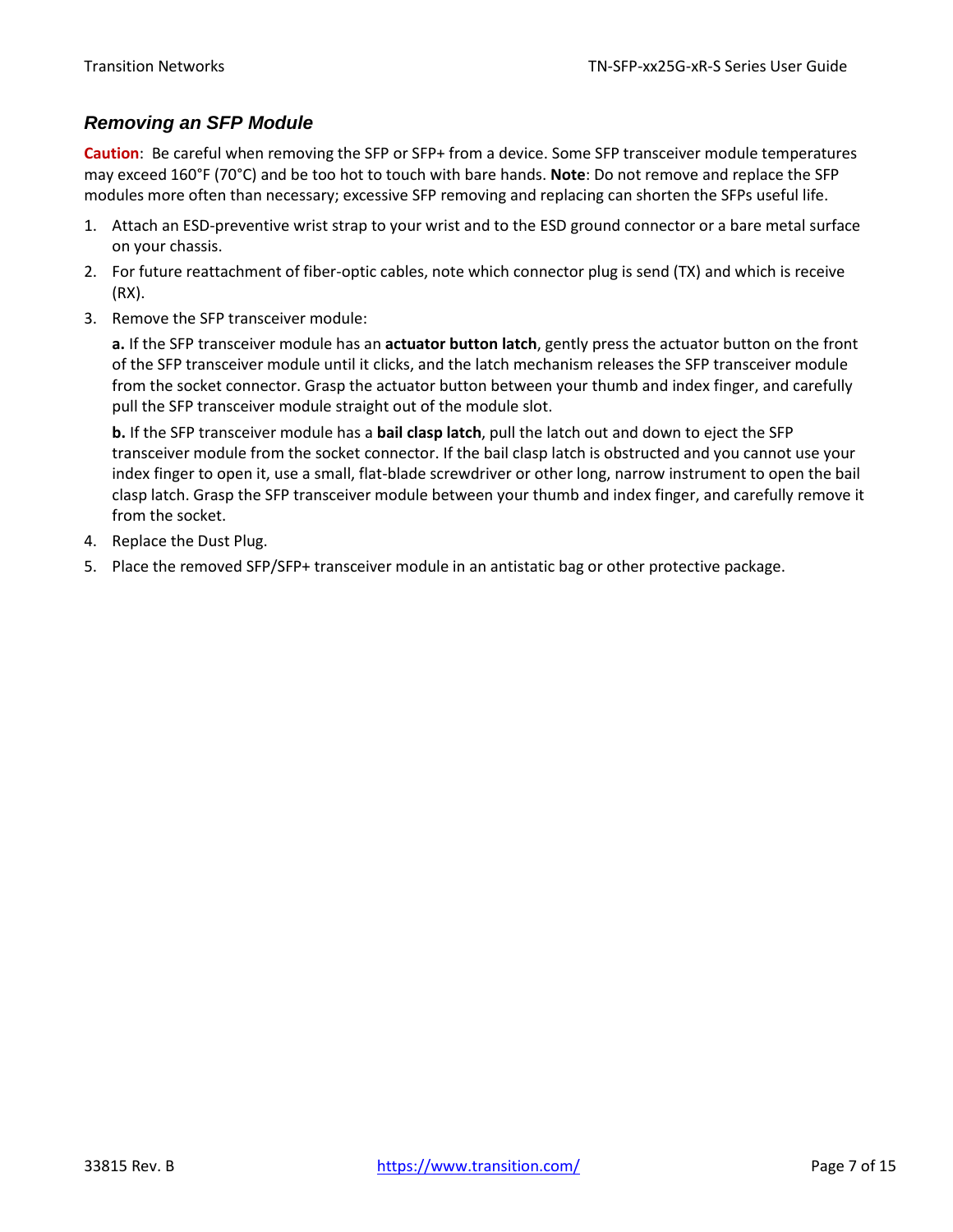### *Removing an SFP Module*

**Caution**: Be careful when removing the SFP or SFP+ from a device. Some SFP transceiver module temperatures may exceed 160°F (70°C) and be too hot to touch with bare hands. **Note**: Do not remove and replace the SFP modules more often than necessary; excessive SFP removing and replacing can shorten the SFPs useful life.

1. Attach an ESD-preventive wrist strap to your wrist and to the ESD ground connector or a bare metal surface on your chassis.
2. For future reattachment of fiber-optic cables, note which connector plug is send (TX) and which is receive (RX).
3. Remove the SFP transceiver module:

   **a.** If the SFP transceiver module has an **actuator button latch**, gently press the actuator button on the front of the SFP transceiver module until it clicks, and the latch mechanism releases the SFP transceiver module from the socket connector. Grasp the actuator button between your thumb and index finger, and carefully pull the SFP transceiver module straight out of the module slot.

   **b.** If the SFP transceiver module has a **bail clasp latch**, pull the latch out and down to eject the SFP transceiver module from the socket connector. If the bail clasp latch is obstructed and you cannot use your index finger to open it, use a small, flat-blade screwdriver or other long, narrow instrument to open the bail clasp latch. Grasp the SFP transceiver module between your thumb and index finger, and carefully remove it from the socket.
4. Replace the Dust Plug.
5. Place the removed SFP/SFP+ transceiver module in an antistatic bag or other protective package.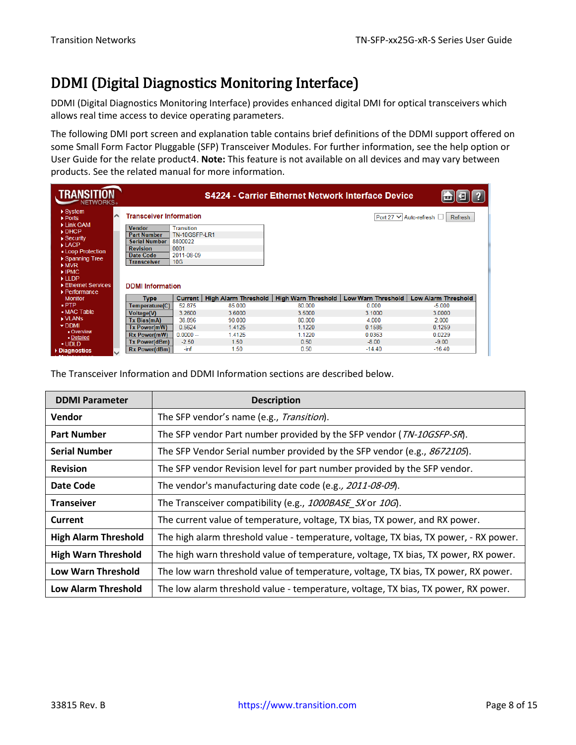# DDMI (Digital Diagnostics Monitoring Interface)

DDMI (Digital Diagnostics Monitoring Interface) provides enhanced digital DMI for optical transceivers which allows real time access to device operating parameters.

The following DMI port screen and explanation table contains brief definitions of the DDMI support offered on some Small Form Factor Pluggable (SFP) Transceiver Modules. For further information, see the help option or User Guide for the relate product4. **Note:** This feature is not available on all devices and may vary between products. See the related manual for more information.

The Transceiver Information and DDMI Information sections are described below.

| DDMI Parameter | Description |
|---|---|
| **Vendor** | The SFP vendor's name (e.g., *Transition*). |
| **Part Number** | The SFP vendor Part number provided by the SFP vendor ( *TN-10GSFP-SR*). |
| **Serial Number** | The SFP Vendor Serial number provided by the SFP vendor (e.g., *8672105*). |
| **Revision** | The SFP vendor Revision level for part number provided by the SFP vendor. |
| **Date Code** | The vendor's manufacturing date code (e.g.*, 2011-08-09*). |
| **Transeiver** | The Transceiver compatibility (e.g., *1000BASE_SX* or *10G*). |
| **Current** | The current value of temperature, voltage, TX bias, TX power, and RX power. |
| **High Alarm Threshold** | The high alarm threshold value - temperature, voltage, TX bias, TX power, - RX power. |
| **High Warn Threshold** | The high warn threshold value of temperature, voltage, TX bias, TX power, RX power. |
| **Low Warn Threshold** | The low warn threshold value of temperature, voltage, TX bias, TX power, RX power. |
| **Low Alarm Threshold** | The low alarm threshold value - temperature, voltage, TX bias, TX power, RX power. |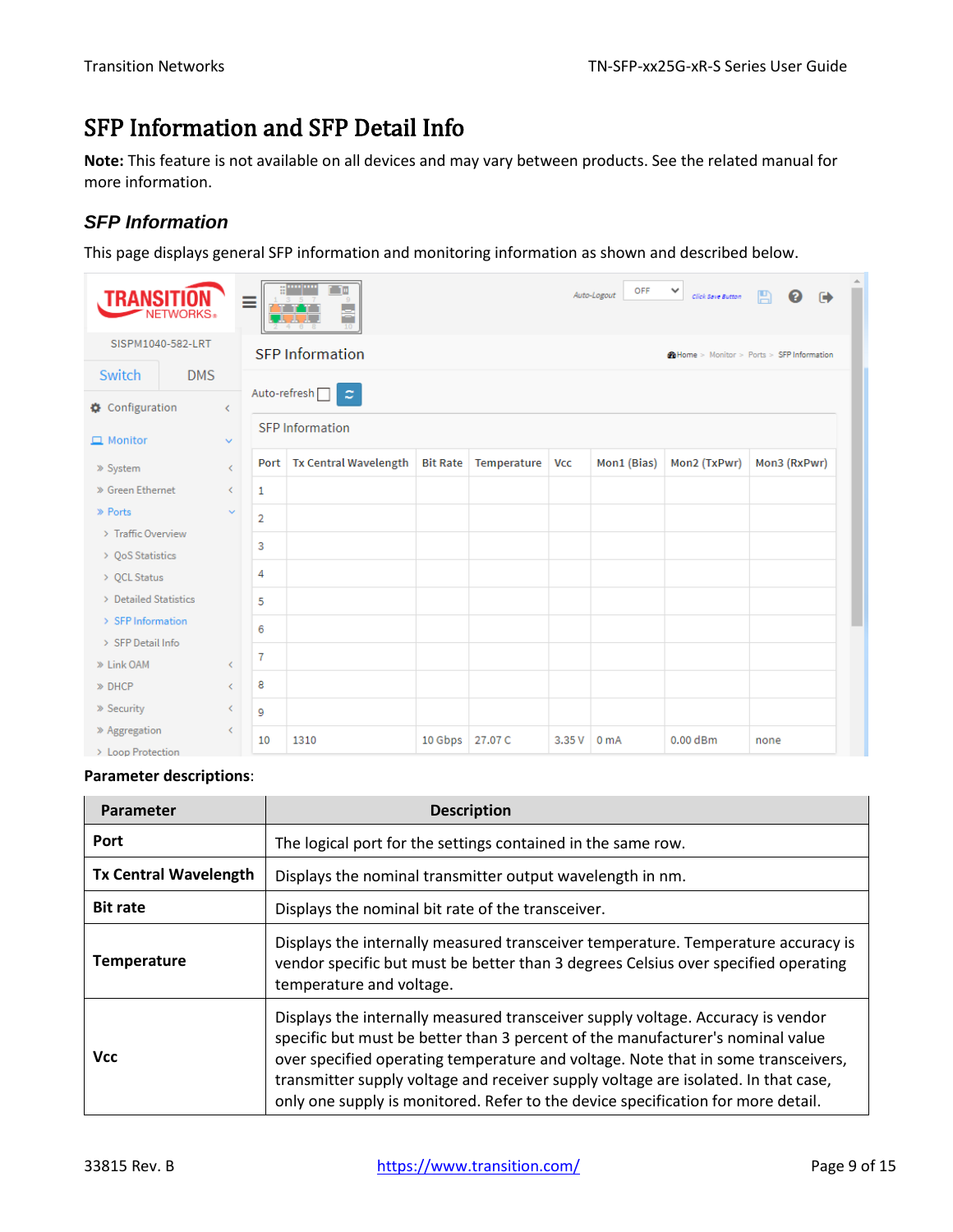# SFP Information and SFP Detail Info

**Note:** This feature is not available on all devices and may vary between products. See the related manual for more information.

## *SFP Information*

This page displays general SFP information and monitoring information as shown and described below.

**Parameter descriptions**:

| Parameter | Description |
|---|---|
| **Port** | The logical port for the settings contained in the same row. |
| **Tx Central Wavelength** | Displays the nominal transmitter output wavelength in nm. |
| **Bit rate** | Displays the nominal bit rate of the transceiver. |
| **Temperature** | Displays the internally measured transceiver temperature. Temperature accuracy is vendor specific but must be better than 3 degrees Celsius over specified operating temperature and voltage. |
| **Vcc** | Displays the internally measured transceiver supply voltage. Accuracy is vendor specific but must be better than 3 percent of the manufacturer's nominal value over specified operating temperature and voltage. Note that in some transceivers, transmitter supply voltage and receiver supply voltage are isolated. In that case, only one supply is monitored. Refer to the device specification for more detail. |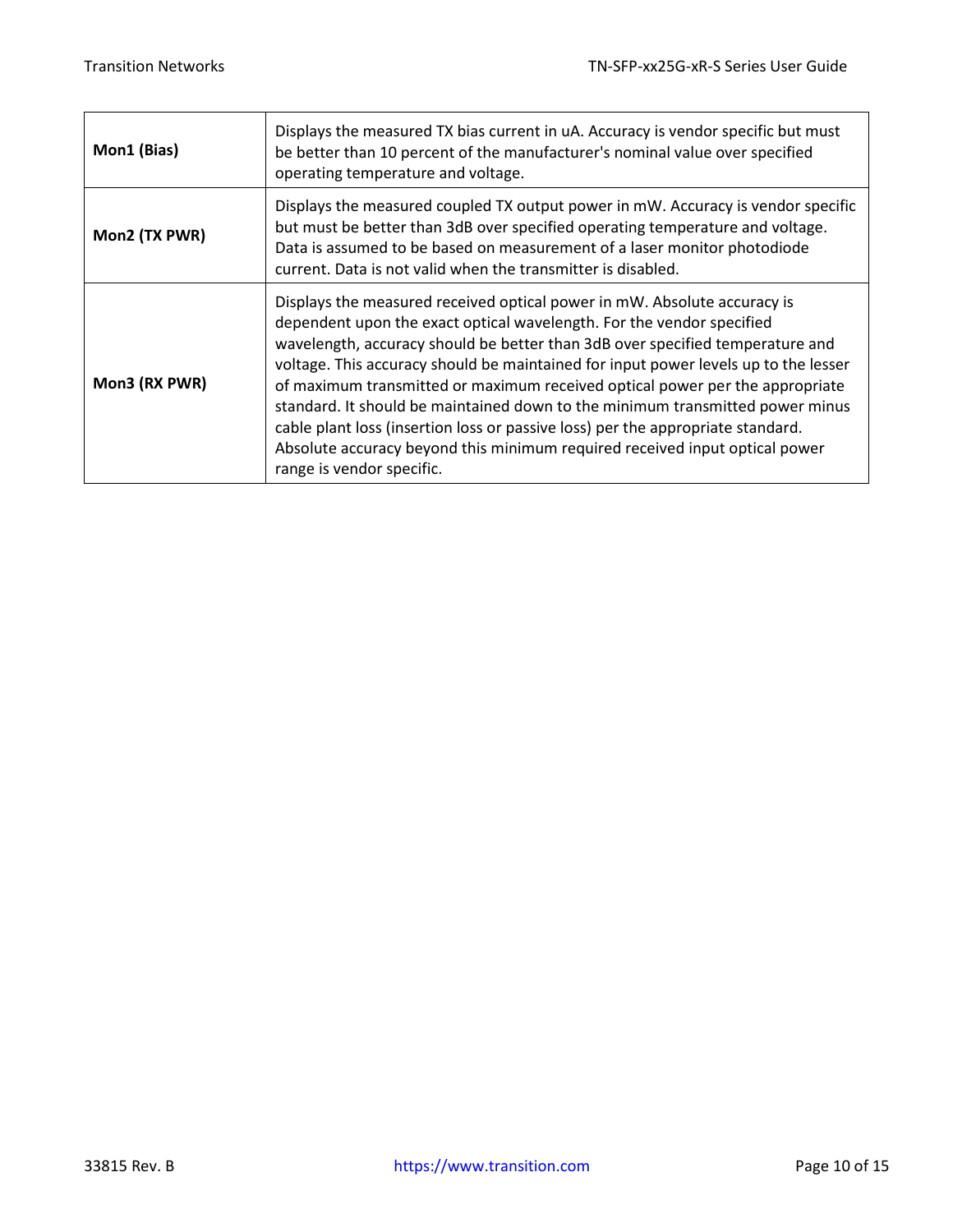| | |
|---|---|
| **Mon1 (Bias)** | Displays the measured TX bias current in uA. Accuracy is vendor specific but must be better than 10 percent of the manufacturer's nominal value over specified operating temperature and voltage. |
| **Mon2 (TX PWR)** | Displays the measured coupled TX output power in mW. Accuracy is vendor specific but must be better than 3dB over specified operating temperature and voltage. Data is assumed to be based on measurement of a laser monitor photodiode current. Data is not valid when the transmitter is disabled. |
| **Mon3 (RX PWR)** | Displays the measured received optical power in mW. Absolute accuracy is dependent upon the exact optical wavelength. For the vendor specified wavelength, accuracy should be better than 3dB over specified temperature and voltage. This accuracy should be maintained for input power levels up to the lesser of maximum transmitted or maximum received optical power per the appropriate standard. It should be maintained down to the minimum transmitted power minus cable plant loss (insertion loss or passive loss) per the appropriate standard. Absolute accuracy beyond this minimum required received input optical power range is vendor specific. |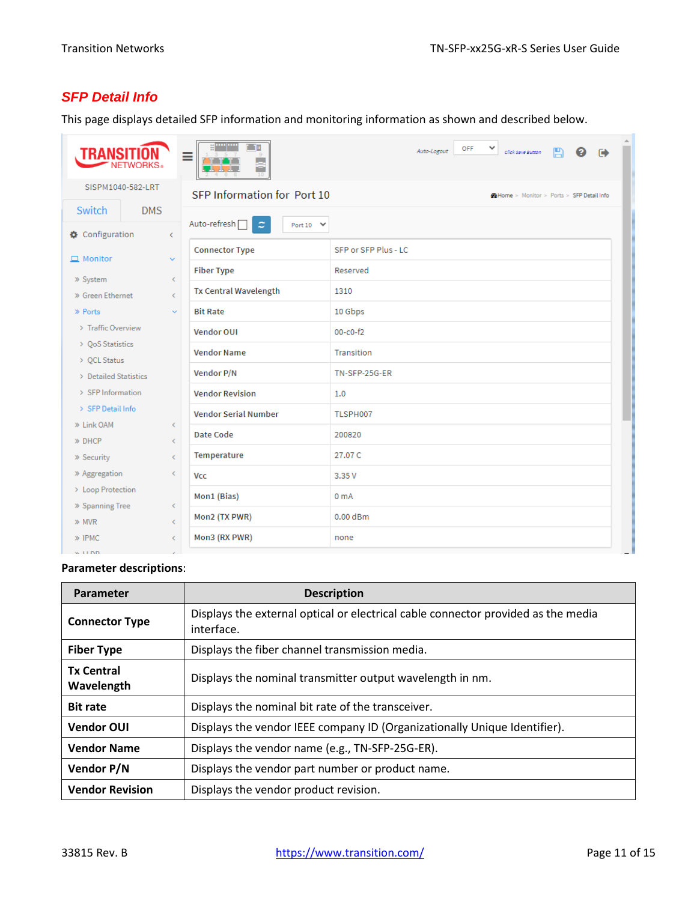## SFP Detail Info

This page displays detailed SFP information and monitoring information as shown and described below.

SISPM1040-582-LRT

Switch | DMS

- Configuration
- Monitor
  - System
  - Green Ethernet
  - Ports
    - Traffic Overview
    - QoS Statistics
    - QCL Status
    - Detailed Statistics
    - SFP Information
    - SFP Detail Info
  - Link OAM
  - DHCP
  - Security
  - Aggregation
  - Loop Protection
  - Spanning Tree
  - MVR
  - IPMC

Auto-Logout OFF | Click Save Button

**SFP Information for Port 10**

Home > Monitor > Ports > SFP Detail Info

Auto-refresh ☐ | Port 10

| Connector Type | SFP or SFP Plus - LC |
|---|---|
| Fiber Type | Reserved |
| Tx Central Wavelength | 1310 |
| Bit Rate | 10 Gbps |
| Vendor OUI | 00-c0-f2 |
| Vendor Name | Transition |
| Vendor P/N | TN-SFP-25G-ER |
| Vendor Revision | 1.0 |
| Vendor Serial Number | TLSPH007 |
| Date Code | 200820 |
| Temperature | 27.07 C |
| Vcc | 3.35 V |
| Mon1 (Bias) | 0 mA |
| Mon2 (TX PWR) | 0.00 dBm |
| Mon3 (RX PWR) | none |

**Parameter descriptions**:

| Parameter | Description |
|---|---|
| **Connector Type** | Displays the external optical or electrical cable connector provided as the media interface. |
| **Fiber Type** | Displays the fiber channel transmission media. |
| **Tx Central Wavelength** | Displays the nominal transmitter output wavelength in nm. |
| **Bit rate** | Displays the nominal bit rate of the transceiver. |
| **Vendor OUI** | Displays the vendor IEEE company ID (Organizationally Unique Identifier). |
| **Vendor Name** | Displays the vendor name (e.g., TN-SFP-25G-ER). |
| **Vendor P/N** | Displays the vendor part number or product name. |
| **Vendor Revision** | Displays the vendor product revision. |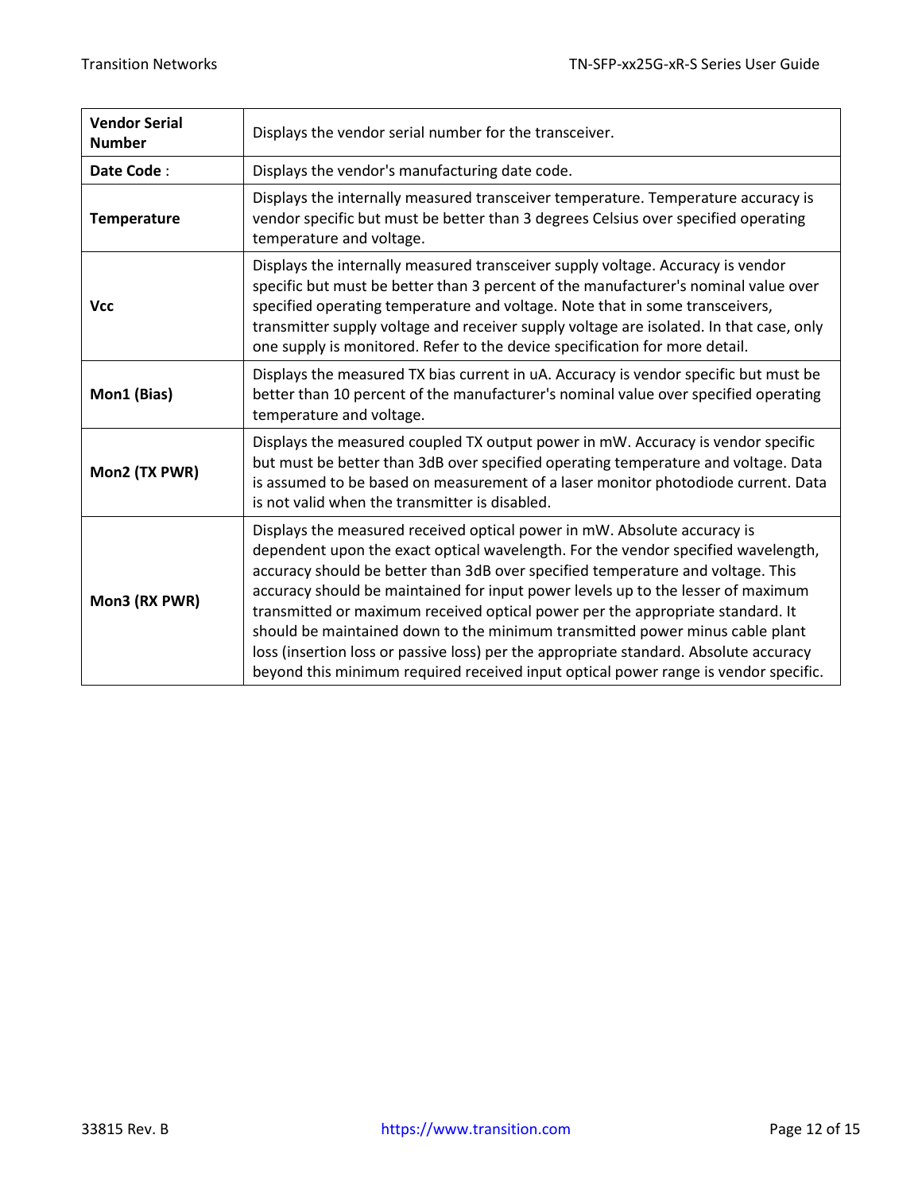| **Vendor Serial Number** | Displays the vendor serial number for the transceiver. |
|---|---|
| **Date Code** : | Displays the vendor's manufacturing date code. |
| **Temperature** | Displays the internally measured transceiver temperature. Temperature accuracy is vendor specific but must be better than 3 degrees Celsius over specified operating temperature and voltage. |
| **Vcc** | Displays the internally measured transceiver supply voltage. Accuracy is vendor specific but must be better than 3 percent of the manufacturer's nominal value over specified operating temperature and voltage. Note that in some transceivers, transmitter supply voltage and receiver supply voltage are isolated. In that case, only one supply is monitored. Refer to the device specification for more detail. |
| **Mon1 (Bias)** | Displays the measured TX bias current in uA. Accuracy is vendor specific but must be better than 10 percent of the manufacturer's nominal value over specified operating temperature and voltage. |
| **Mon2 (TX PWR)** | Displays the measured coupled TX output power in mW. Accuracy is vendor specific but must be better than 3dB over specified operating temperature and voltage. Data is assumed to be based on measurement of a laser monitor photodiode current. Data is not valid when the transmitter is disabled. |
| **Mon3 (RX PWR)** | Displays the measured received optical power in mW. Absolute accuracy is dependent upon the exact optical wavelength. For the vendor specified wavelength, accuracy should be better than 3dB over specified temperature and voltage. This accuracy should be maintained for input power levels up to the lesser of maximum transmitted or maximum received optical power per the appropriate standard. It should be maintained down to the minimum transmitted power minus cable plant loss (insertion loss or passive loss) per the appropriate standard. Absolute accuracy beyond this minimum required received input optical power range is vendor specific. |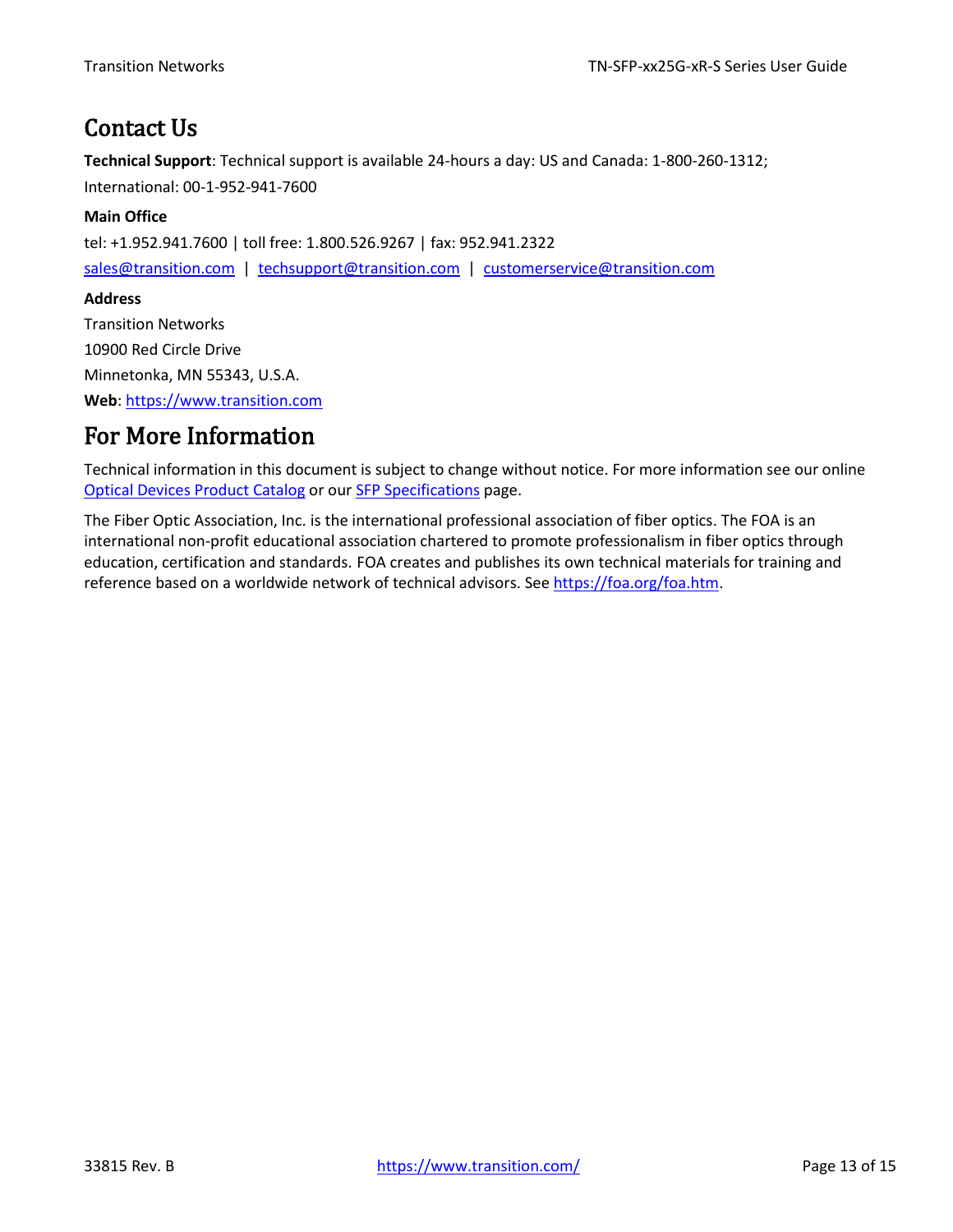# Contact Us

**Technical Support**: Technical support is available 24-hours a day: US and Canada: 1-800-260-1312;

International: 00-1-952-941-7600

**Main Office**

tel: +1.952.941.7600 | toll free: 1.800.526.9267 | fax: 952.941.2322

sales@transition.com | techsupport@transition.com | customerservice@transition.com

**Address**

Transition Networks

10900 Red Circle Drive

Minnetonka, MN 55343, U.S.A.

**Web**: https://www.transition.com

# For More Information

Technical information in this document is subject to change without notice. For more information see our online Optical Devices Product Catalog or our SFP Specifications page.

The Fiber Optic Association, Inc. is the international professional association of fiber optics. The FOA is an international non-profit educational association chartered to promote professionalism in fiber optics through education, certification and standards. FOA creates and publishes its own technical materials for training and reference based on a worldwide network of technical advisors. See https://foa.org/foa.htm.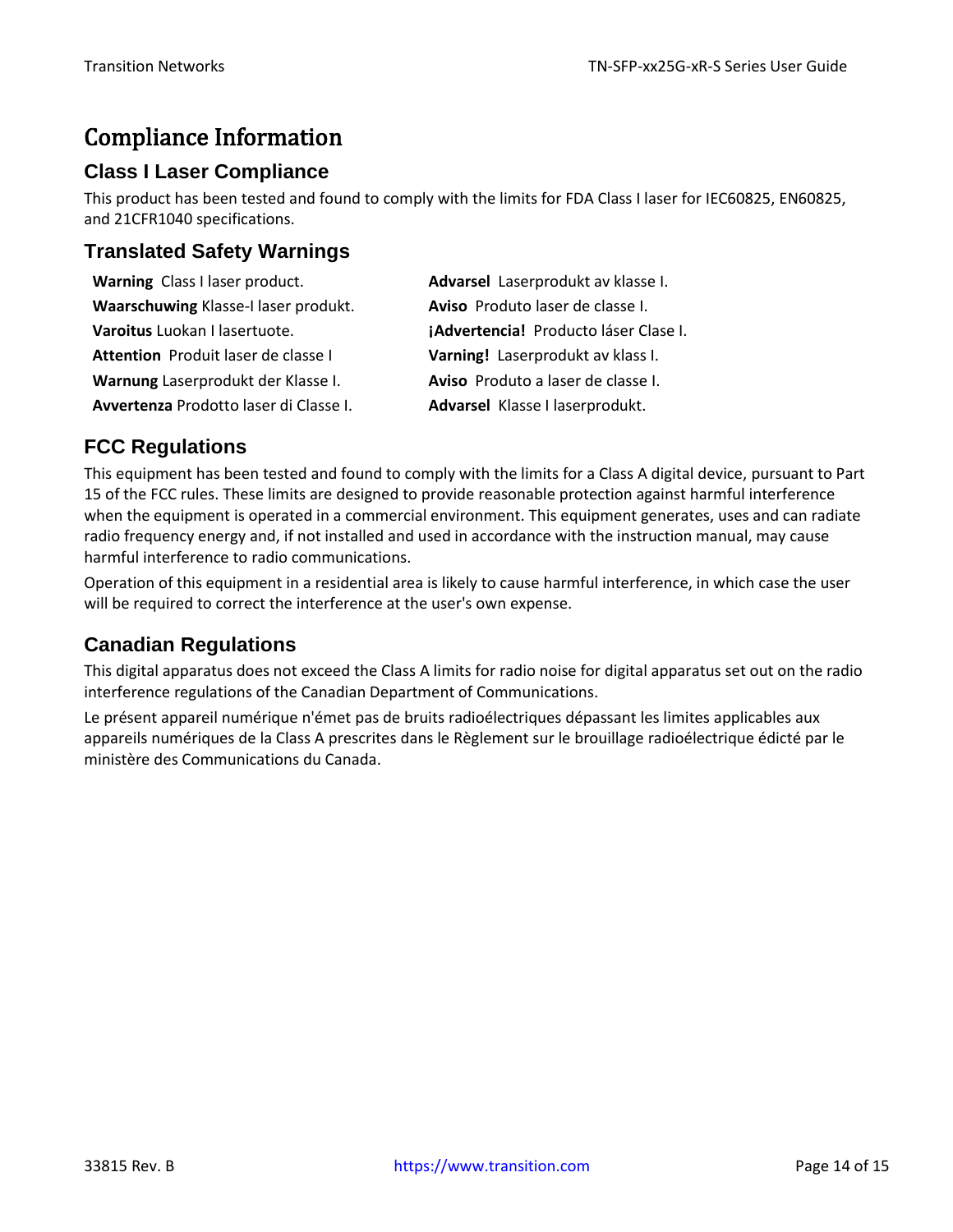# Compliance Information

## Class I Laser Compliance

This product has been tested and found to comply with the limits for FDA Class I laser for IEC60825, EN60825, and 21CFR1040 specifications.

## Translated Safety Warnings

**Warning** Class I laser product.
**Waarschuwing** Klasse-I laser produkt.
**Varoitus** Luokan I lasertuote.
**Attention** Produit laser de classe I
**Warnung** Laserprodukt der Klasse I.
**Avvertenza** Prodotto laser di Classe I.
**Advarsel** Laserprodukt av klasse I.
**Aviso** Produto laser de classe I.
**¡Advertencia!** Producto láser Clase I.
**Varning!** Laserprodukt av klass I.
**Aviso** Produto a laser de classe I.
**Advarsel** Klasse I laserprodukt.

## FCC Regulations

This equipment has been tested and found to comply with the limits for a Class A digital device, pursuant to Part 15 of the FCC rules. These limits are designed to provide reasonable protection against harmful interference when the equipment is operated in a commercial environment. This equipment generates, uses and can radiate radio frequency energy and, if not installed and used in accordance with the instruction manual, may cause harmful interference to radio communications.

Operation of this equipment in a residential area is likely to cause harmful interference, in which case the user will be required to correct the interference at the user's own expense.

## Canadian Regulations

This digital apparatus does not exceed the Class A limits for radio noise for digital apparatus set out on the radio interference regulations of the Canadian Department of Communications.

Le présent appareil numérique n'émet pas de bruits radioélectriques dépassant les limites applicables aux appareils numériques de la Class A prescrites dans le Règlement sur le brouillage radioélectrique édicté par le ministère des Communications du Canada.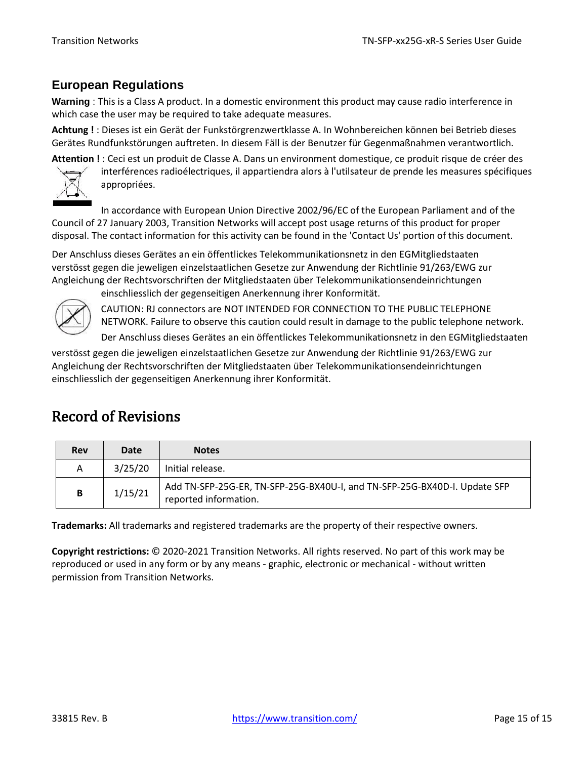## European Regulations

**Warning** : This is a Class A product. In a domestic environment this product may cause radio interference in which case the user may be required to take adequate measures.

**Achtung !** : Dieses ist ein Gerät der Funkstörgrenzwertklasse A. In Wohnbereichen können bei Betrieb dieses Gerätes Rundfunkstörungen auftreten. In diesem Fäll is der Benutzer für Gegenmaßnahmen verantwortlich.

**Attention !** : Ceci est un produit de Classe A. Dans un environment domestique, ce produit risque de créer des interférences radioélectriques, il appartiendra alors à l'utilsateur de prende les measures spécifiques appropriées.

In accordance with European Union Directive 2002/96/EC of the European Parliament and of the Council of 27 January 2003, Transition Networks will accept post usage returns of this product for proper disposal. The contact information for this activity can be found in the 'Contact Us' portion of this document.

Der Anschluss dieses Gerätes an ein öffentlickes Telekommunikationsnetz in den EGMitgliedstaaten verstösst gegen die jeweligen einzelstaatlichen Gesetze zur Anwendung der Richtlinie 91/263/EWG zur Angleichung der Rechtsvorschriften der Mitgliedstaaten über Telekommunikationsendeinrichtungen einschliesslich der gegenseitigen Anerkennung ihrer Konformität.

CAUTION: RJ connectors are NOT INTENDED FOR CONNECTION TO THE PUBLIC TELEPHONE NETWORK. Failure to observe this caution could result in damage to the public telephone network.

Der Anschluss dieses Gerätes an ein öffentlickes Telekommunikationsnetz in den EGMitgliedstaaten verstösst gegen die jeweligen einzelstaatlichen Gesetze zur Anwendung der Richtlinie 91/263/EWG zur Angleichung der Rechtsvorschriften der Mitgliedstaaten über Telekommunikationsendeinrichtungen einschliesslich der gegenseitigen Anerkennung ihrer Konformität.

# Record of Revisions

| Rev | Date | Notes |
|---|---|---|
| A | 3/25/20 | Initial release. |
| **B** | 1/15/21 | Add TN-SFP-25G-ER, TN-SFP-25G-BX40U-I, and TN-SFP-25G-BX40D-I. Update SFP reported information. |

**Trademarks:** All trademarks and registered trademarks are the property of their respective owners.

**Copyright restrictions:** © 2020-2021 Transition Networks. All rights reserved. No part of this work may be reproduced or used in any form or by any means - graphic, electronic or mechanical - without written permission from Transition Networks.

33815 Rev. B https://www.transition.com/